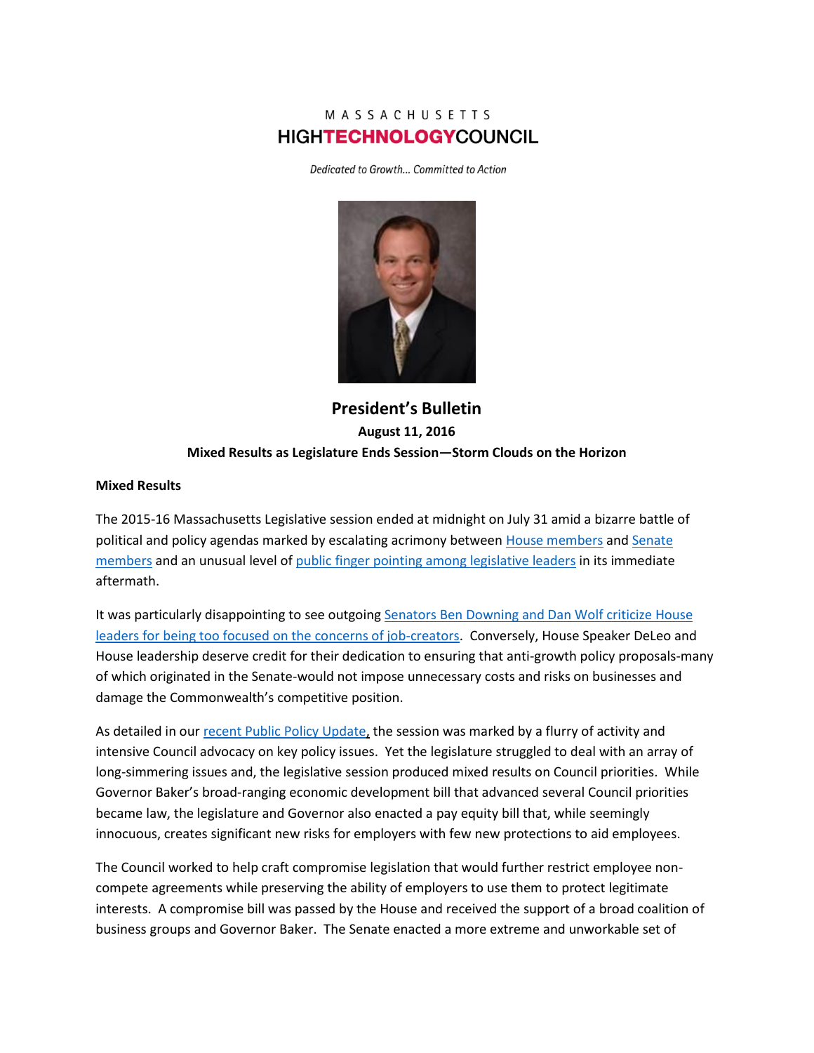MASSACHUSETTS
# HIGHTECHNOLOGYCOUNCIL

*Dedicated to Growth… Committed to Action*

## President's Bulletin

**August 11, 2016**

**Mixed Results as Legislature Ends Session—Storm Clouds on the Horizon**

### Mixed Results

The 2015-16 Massachusetts Legislative session ended at midnight on July 31 amid a bizarre battle of political and policy agendas marked by escalating acrimony between House members and Senate members and an unusual level of public finger pointing among legislative leaders in its immediate aftermath.

It was particularly disappointing to see outgoing Senators Ben Downing and Dan Wolf criticize House leaders for being too focused on the concerns of job-creators. Conversely, House Speaker DeLeo and House leadership deserve credit for their dedication to ensuring that anti-growth policy proposals-many of which originated in the Senate-would not impose unnecessary costs and risks on businesses and damage the Commonwealth's competitive position.

As detailed in our recent Public Policy Update, the session was marked by a flurry of activity and intensive Council advocacy on key policy issues. Yet the legislature struggled to deal with an array of long-simmering issues and, the legislative session produced mixed results on Council priorities. While Governor Baker's broad-ranging economic development bill that advanced several Council priorities became law, the legislature and Governor also enacted a pay equity bill that, while seemingly innocuous, creates significant new risks for employers with few new protections to aid employees.

The Council worked to help craft compromise legislation that would further restrict employee non-compete agreements while preserving the ability of employers to use them to protect legitimate interests. A compromise bill was passed by the House and received the support of a broad coalition of business groups and Governor Baker. The Senate enacted a more extreme and unworkable set of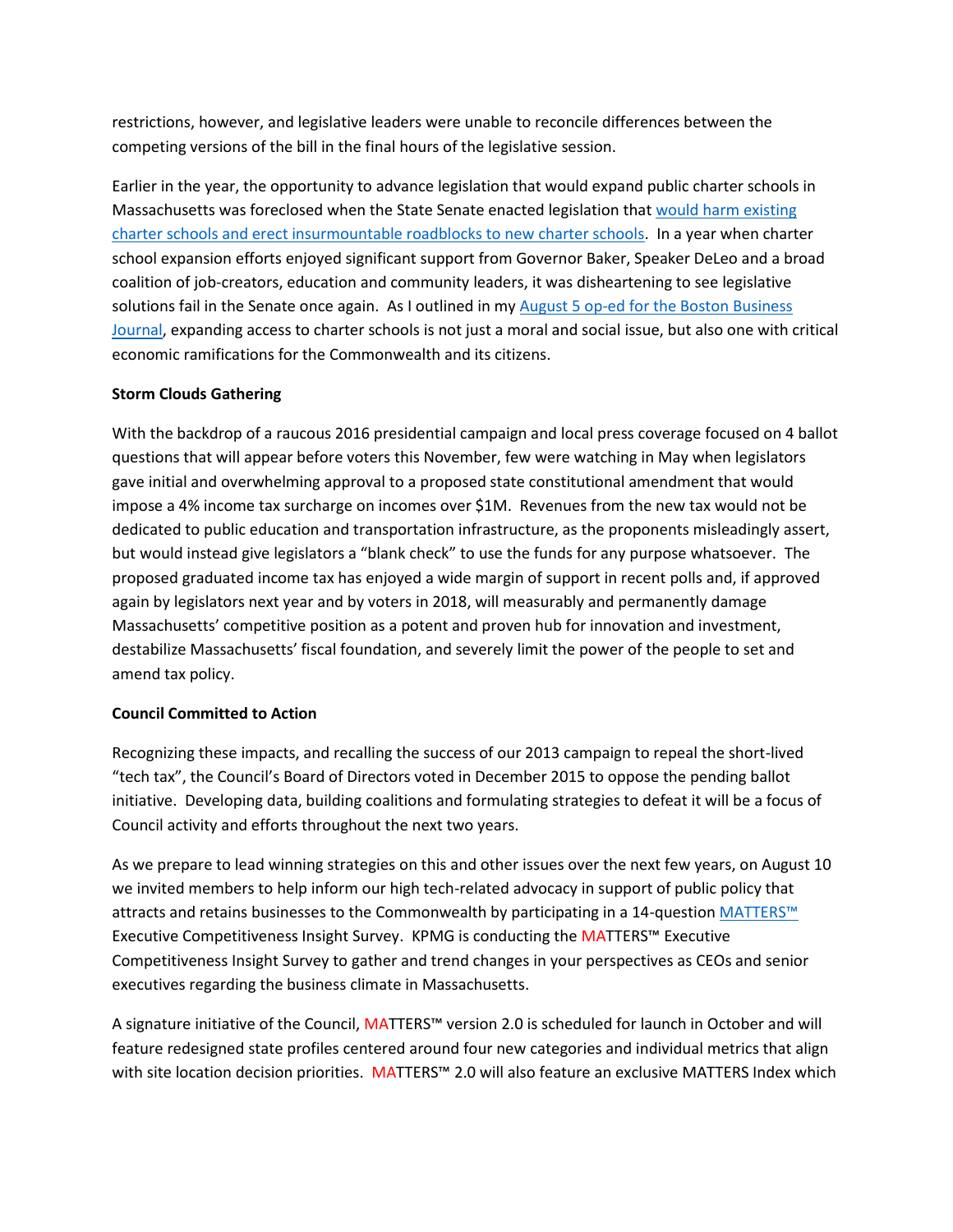restrictions, however, and legislative leaders were unable to reconcile differences between the competing versions of the bill in the final hours of the legislative session.

Earlier in the year, the opportunity to advance legislation that would expand public charter schools in Massachusetts was foreclosed when the State Senate enacted legislation that would harm existing charter schools and erect insurmountable roadblocks to new charter schools. In a year when charter school expansion efforts enjoyed significant support from Governor Baker, Speaker DeLeo and a broad coalition of job-creators, education and community leaders, it was disheartening to see legislative solutions fail in the Senate once again. As I outlined in my August 5 op-ed for the Boston Business Journal, expanding access to charter schools is not just a moral and social issue, but also one with critical economic ramifications for the Commonwealth and its citizens.

**Storm Clouds Gathering**

With the backdrop of a raucous 2016 presidential campaign and local press coverage focused on 4 ballot questions that will appear before voters this November, few were watching in May when legislators gave initial and overwhelming approval to a proposed state constitutional amendment that would impose a 4% income tax surcharge on incomes over $1M. Revenues from the new tax would not be dedicated to public education and transportation infrastructure, as the proponents misleadingly assert, but would instead give legislators a "blank check" to use the funds for any purpose whatsoever. The proposed graduated income tax has enjoyed a wide margin of support in recent polls and, if approved again by legislators next year and by voters in 2018, will measurably and permanently damage Massachusetts' competitive position as a potent and proven hub for innovation and investment, destabilize Massachusetts' fiscal foundation, and severely limit the power of the people to set and amend tax policy.

**Council Committed to Action**

Recognizing these impacts, and recalling the success of our 2013 campaign to repeal the short-lived "tech tax", the Council's Board of Directors voted in December 2015 to oppose the pending ballot initiative. Developing data, building coalitions and formulating strategies to defeat it will be a focus of Council activity and efforts throughout the next two years.

As we prepare to lead winning strategies on this and other issues over the next few years, on August 10 we invited members to help inform our high tech-related advocacy in support of public policy that attracts and retains businesses to the Commonwealth by participating in a 14-question MATTERS™ Executive Competitiveness Insight Survey. KPMG is conducting the MATTERS™ Executive Competitiveness Insight Survey to gather and trend changes in your perspectives as CEOs and senior executives regarding the business climate in Massachusetts.

A signature initiative of the Council, MATTERS™ version 2.0 is scheduled for launch in October and will feature redesigned state profiles centered around four new categories and individual metrics that align with site location decision priorities. MATTERS™ 2.0 will also feature an exclusive MATTERS Index which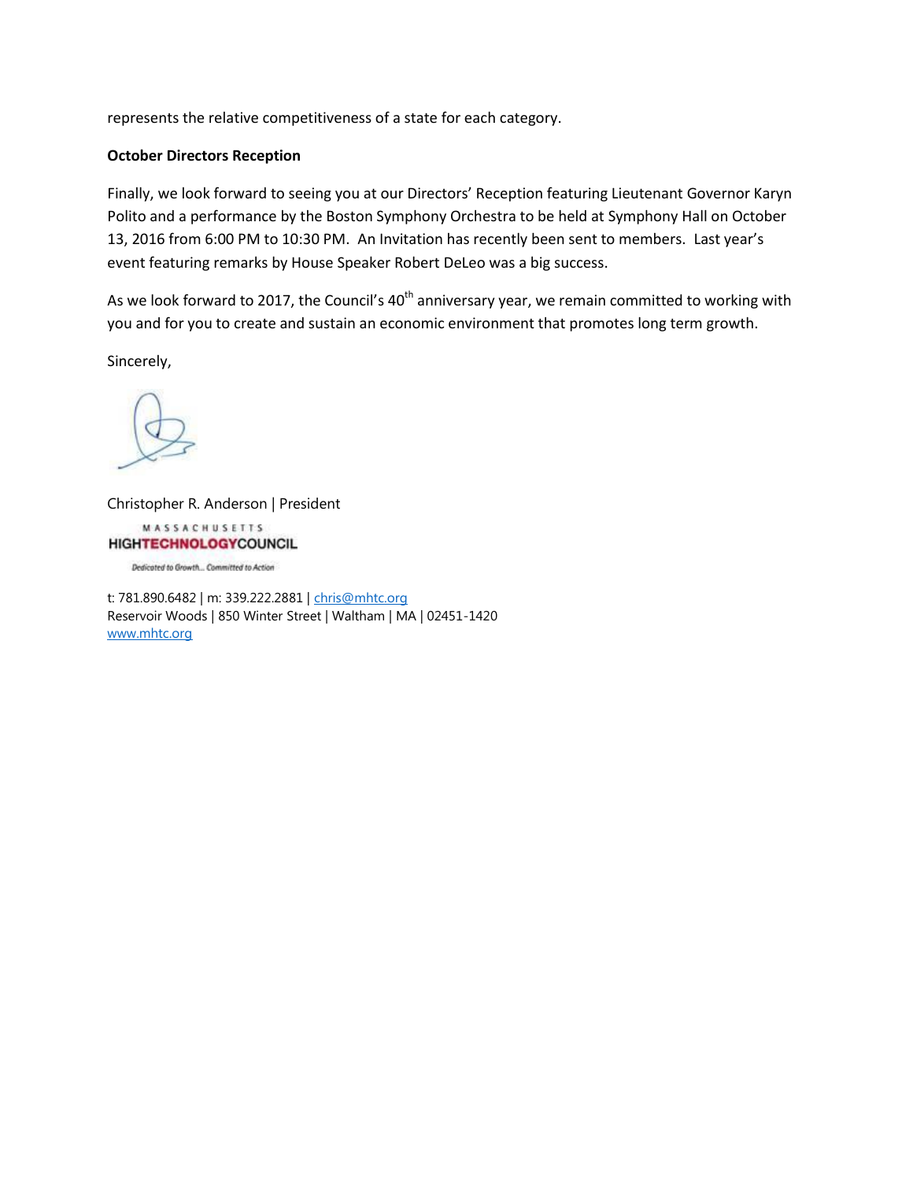represents the relative competitiveness of a state for each category.

**October Directors Reception**

Finally, we look forward to seeing you at our Directors' Reception featuring Lieutenant Governor Karyn Polito and a performance by the Boston Symphony Orchestra to be held at Symphony Hall on October 13, 2016 from 6:00 PM to 10:30 PM. An Invitation has recently been sent to members. Last year's event featuring remarks by House Speaker Robert DeLeo was a big success.

As we look forward to 2017, the Council's 40th anniversary year, we remain committed to working with you and for you to create and sustain an economic environment that promotes long term growth.

Sincerely,

Christopher R. Anderson | President

MASSACHUSETTS
HIGHTECHNOLOGYCOUNCIL
*Dedicated to Growth... Committed to Action*

t: 781.890.6482 | m: 339.222.2881 | chris@mhtc.org
Reservoir Woods | 850 Winter Street | Waltham | MA | 02451-1420
www.mhtc.org